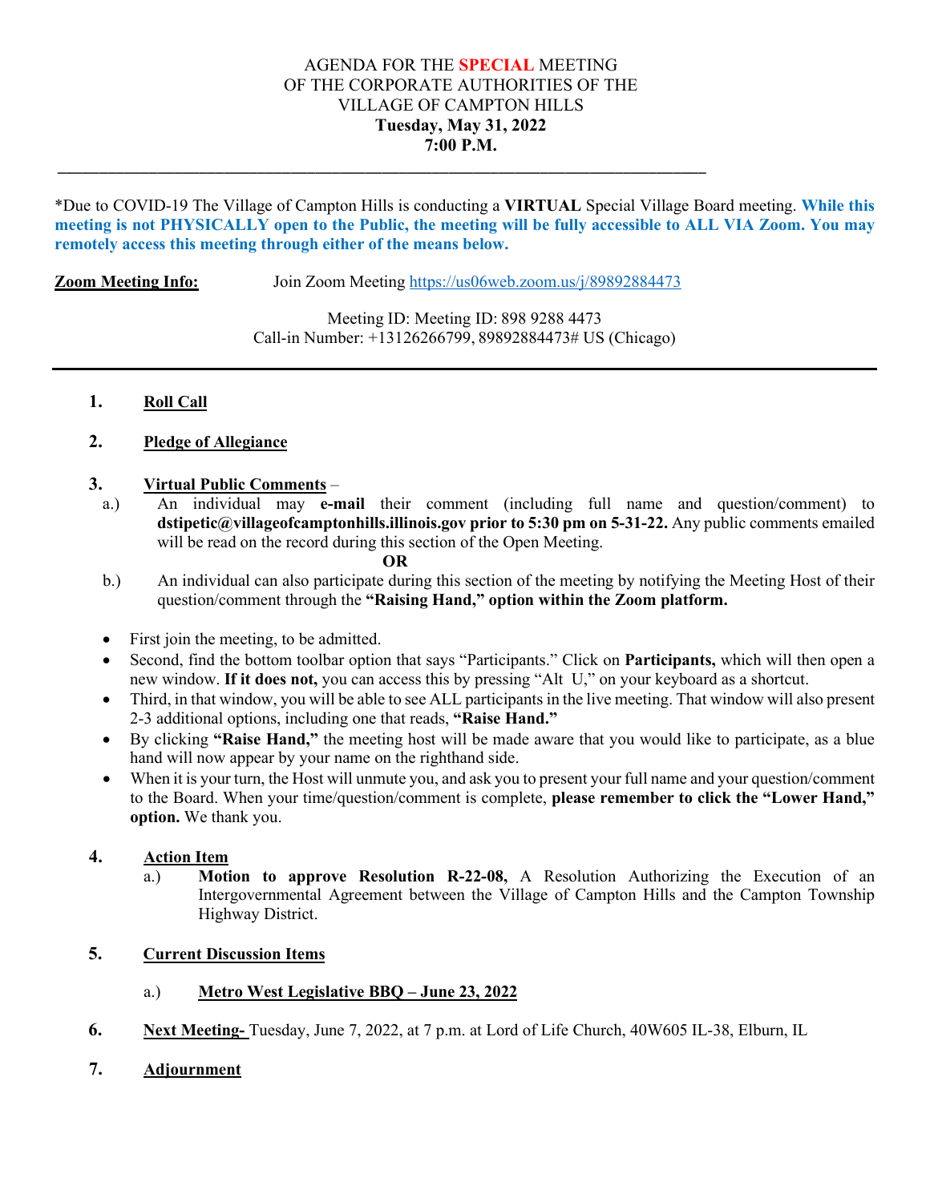# AGENDA FOR THE SPECIAL MEETING OF THE CORPORATE AUTHORITIES OF THE VILLAGE OF CAMPTON HILLS

**Tuesday, May 31, 2022**
**7:00 P.M.**

---

*Due to COVID-19 The Village of Campton Hills is conducting a **VIRTUAL** Special Village Board meeting. **While this meeting is not PHYSICALLY open to the Public, the meeting will be fully accessible to ALL VIA Zoom. You may remotely access this meeting through either of the means below.**

**Zoom Meeting Info:** Join Zoom Meeting https://us06web.zoom.us/j/89892884473

Meeting ID: Meeting ID: 898 9288 4473
Call-in Number: +13126266799, 89892884473# US (Chicago)

---

1. **Roll Call**

2. **Pledge of Allegiance**

3. **Virtual Public Comments** –
   a.) An individual may **e-mail** their comment (including full name and question/comment) to **dstipetic@villageofcamptonhills.illinois.gov prior to 5:30 pm on 5-31-22.** Any public comments emailed will be read on the record during this section of the Open Meeting.

   **OR**

   b.) An individual can also participate during this section of the meeting by notifying the Meeting Host of their question/comment through the **"Raising Hand," option within the Zoom platform.**

   - First join the meeting, to be admitted.
   - Second, find the bottom toolbar option that says "Participants." Click on **Participants,** which will then open a new window. **If it does not,** you can access this by pressing "Alt U," on your keyboard as a shortcut.
   - Third, in that window, you will be able to see ALL participants in the live meeting. That window will also present 2-3 additional options, including one that reads, **"Raise Hand."**
   - By clicking **"Raise Hand,"** the meeting host will be made aware that you would like to participate, as a blue hand will now appear by your name on the righthand side.
   - When it is your turn, the Host will unmute you, and ask you to present your full name and your question/comment to the Board. When your time/question/comment is complete, **please remember to click the "Lower Hand," option.** We thank you.

4. **Action Item**
   a.) **Motion to approve Resolution R-22-08,** A Resolution Authorizing the Execution of an Intergovernmental Agreement between the Village of Campton Hills and the Campton Township Highway District.

5. **Current Discussion Items**

   a.) **Metro West Legislative BBQ – June 23, 2022**

6. **Next Meeting-** Tuesday, June 7, 2022, at 7 p.m. at Lord of Life Church, 40W605 IL-38, Elburn, IL

7. **Adjournment**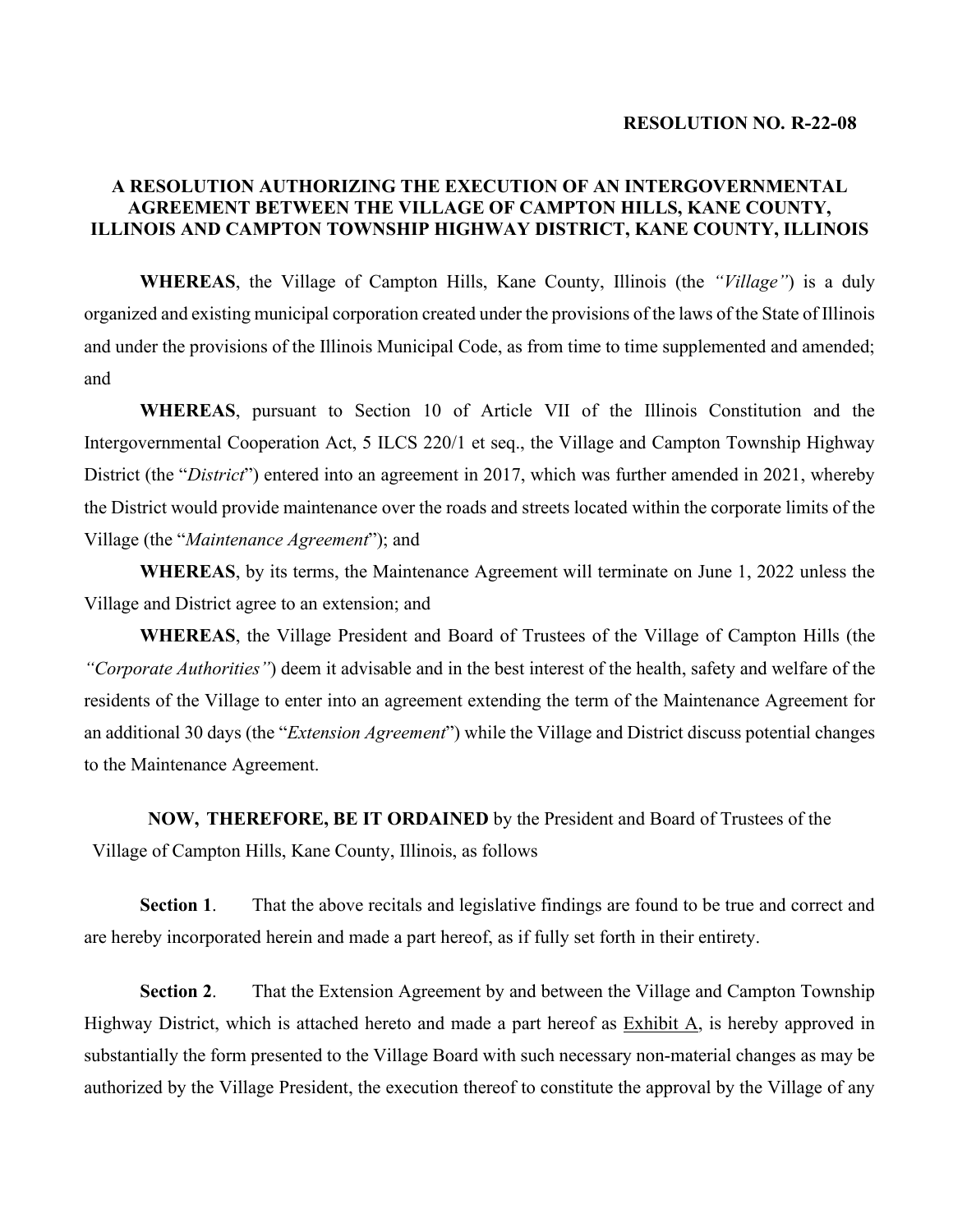**RESOLUTION NO. R-22-08**

**A RESOLUTION AUTHORIZING THE EXECUTION OF AN INTERGOVERNMENTAL AGREEMENT BETWEEN THE VILLAGE OF CAMPTON HILLS, KANE COUNTY, ILLINOIS AND CAMPTON TOWNSHIP HIGHWAY DISTRICT, KANE COUNTY, ILLINOIS**

**WHEREAS**, the Village of Campton Hills, Kane County, Illinois (the *"Village"*) is a duly organized and existing municipal corporation created under the provisions of the laws of the State of Illinois and under the provisions of the Illinois Municipal Code, as from time to time supplemented and amended; and

**WHEREAS**, pursuant to Section 10 of Article VII of the Illinois Constitution and the Intergovernmental Cooperation Act, 5 ILCS 220/1 et seq., the Village and Campton Township Highway District (the "*District*") entered into an agreement in 2017, which was further amended in 2021, whereby the District would provide maintenance over the roads and streets located within the corporate limits of the Village (the "*Maintenance Agreement*"); and

**WHEREAS**, by its terms, the Maintenance Agreement will terminate on June 1, 2022 unless the Village and District agree to an extension; and

**WHEREAS**, the Village President and Board of Trustees of the Village of Campton Hills (the *"Corporate Authorities"*) deem it advisable and in the best interest of the health, safety and welfare of the residents of the Village to enter into an agreement extending the term of the Maintenance Agreement for an additional 30 days (the "*Extension Agreement*") while the Village and District discuss potential changes to the Maintenance Agreement.

**NOW, THEREFORE, BE IT ORDAINED** by the President and Board of Trustees of the Village of Campton Hills, Kane County, Illinois, as follows

**Section 1**. That the above recitals and legislative findings are found to be true and correct and are hereby incorporated herein and made a part hereof, as if fully set forth in their entirety.

**Section 2**. That the Extension Agreement by and between the Village and Campton Township Highway District, which is attached hereto and made a part hereof as Exhibit A, is hereby approved in substantially the form presented to the Village Board with such necessary non-material changes as may be authorized by the Village President, the execution thereof to constitute the approval by the Village of any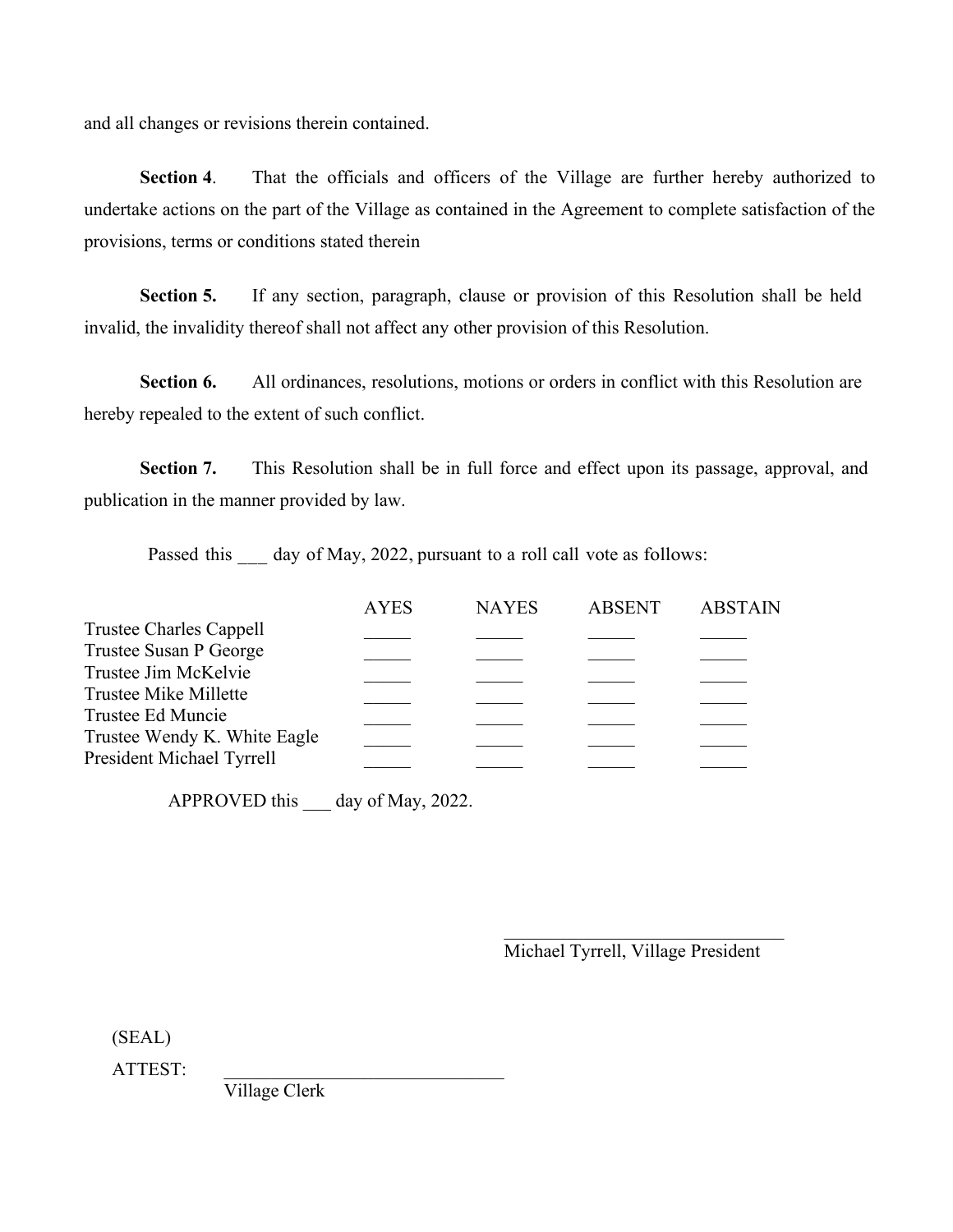and all changes or revisions therein contained.

**Section 4**. That the officials and officers of the Village are further hereby authorized to undertake actions on the part of the Village as contained in the Agreement to complete satisfaction of the provisions, terms or conditions stated therein

**Section 5.** If any section, paragraph, clause or provision of this Resolution shall be held invalid, the invalidity thereof shall not affect any other provision of this Resolution.

**Section 6.** All ordinances, resolutions, motions or orders in conflict with this Resolution are hereby repealed to the extent of such conflict.

**Section 7.** This Resolution shall be in full force and effect upon its passage, approval, and publication in the manner provided by law.

Passed this ___ day of May, 2022, pursuant to a roll call vote as follows:

| | AYES | NAYES | ABSENT | ABSTAIN |
|---|---|---|---|---|
| Trustee Charles Cappell | _____ | _____ | _____ | _____ |
| Trustee Susan P George | _____ | _____ | _____ | _____ |
| Trustee Jim McKelvie | _____ | _____ | _____ | _____ |
| Trustee Mike Millette | _____ | _____ | _____ | _____ |
| Trustee Ed Muncie | _____ | _____ | _____ | _____ |
| Trustee Wendy K. White Eagle | _____ | _____ | _____ | _____ |
| President Michael Tyrrell | _____ | _____ | _____ | _____ |

APPROVED this ___ day of May, 2022.

_______________________________
Michael Tyrrell, Village President

(SEAL)

ATTEST: _______________________________
Village Clerk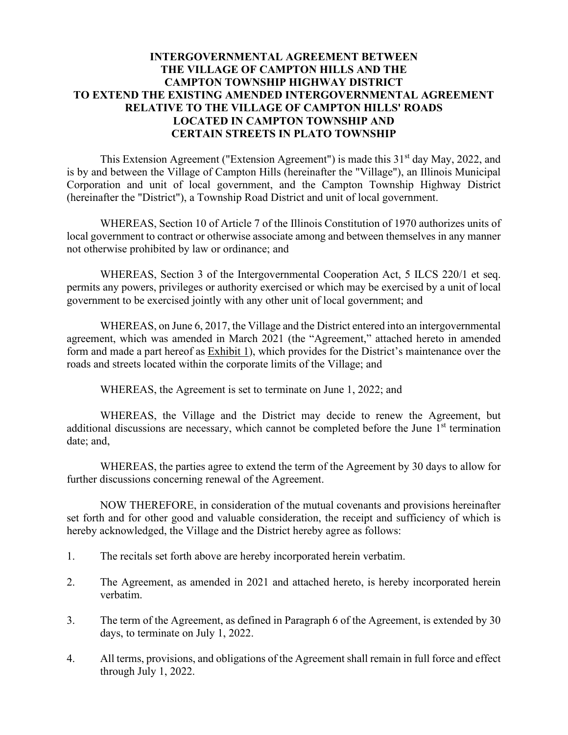**INTERGOVERNMENTAL AGREEMENT BETWEEN THE VILLAGE OF CAMPTON HILLS AND THE CAMPTON TOWNSHIP HIGHWAY DISTRICT TO EXTEND THE EXISTING AMENDED INTERGOVERNMENTAL AGREEMENT RELATIVE TO THE VILLAGE OF CAMPTON HILLS' ROADS LOCATED IN CAMPTON TOWNSHIP AND CERTAIN STREETS IN PLATO TOWNSHIP**

This Extension Agreement ("Extension Agreement") is made this 31st day May, 2022, and is by and between the Village of Campton Hills (hereinafter the "Village"), an Illinois Municipal Corporation and unit of local government, and the Campton Township Highway District (hereinafter the "District"), a Township Road District and unit of local government.

WHEREAS, Section 10 of Article 7 of the Illinois Constitution of 1970 authorizes units of local government to contract or otherwise associate among and between themselves in any manner not otherwise prohibited by law or ordinance; and

WHEREAS, Section 3 of the Intergovernmental Cooperation Act, 5 ILCS 220/1 et seq. permits any powers, privileges or authority exercised or which may be exercised by a unit of local government to be exercised jointly with any other unit of local government; and

WHEREAS, on June 6, 2017, the Village and the District entered into an intergovernmental agreement, which was amended in March 2021 (the "Agreement," attached hereto in amended form and made a part hereof as Exhibit 1), which provides for the District's maintenance over the roads and streets located within the corporate limits of the Village; and

WHEREAS, the Agreement is set to terminate on June 1, 2022; and

WHEREAS, the Village and the District may decide to renew the Agreement, but additional discussions are necessary, which cannot be completed before the June 1st termination date; and,

WHEREAS, the parties agree to extend the term of the Agreement by 30 days to allow for further discussions concerning renewal of the Agreement.

NOW THEREFORE, in consideration of the mutual covenants and provisions hereinafter set forth and for other good and valuable consideration, the receipt and sufficiency of which is hereby acknowledged, the Village and the District hereby agree as follows:

1. The recitals set forth above are hereby incorporated herein verbatim.
2. The Agreement, as amended in 2021 and attached hereto, is hereby incorporated herein verbatim.
3. The term of the Agreement, as defined in Paragraph 6 of the Agreement, is extended by 30 days, to terminate on July 1, 2022.
4. All terms, provisions, and obligations of the Agreement shall remain in full force and effect through July 1, 2022.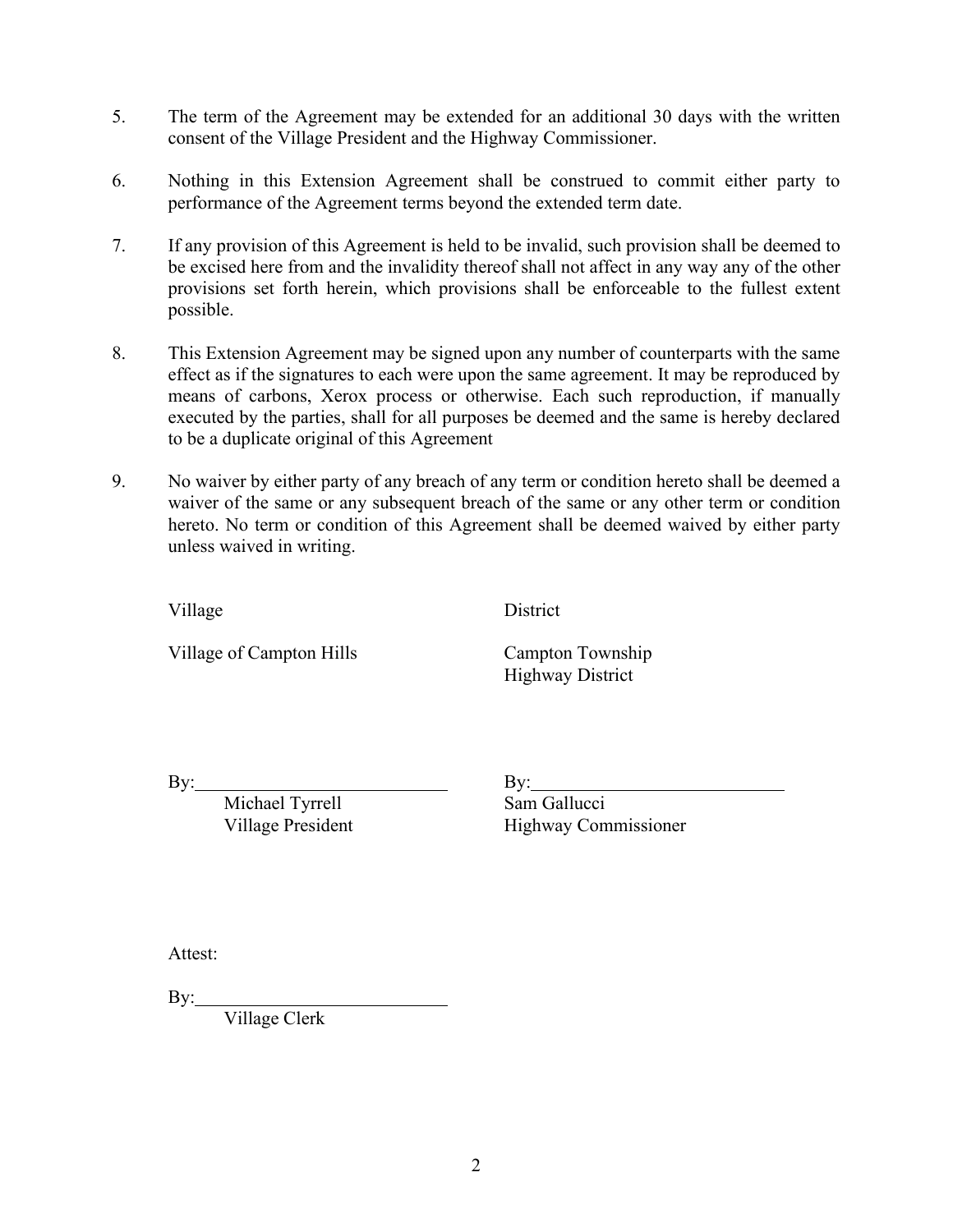5. The term of the Agreement may be extended for an additional 30 days with the written consent of the Village President and the Highway Commissioner.

6. Nothing in this Extension Agreement shall be construed to commit either party to performance of the Agreement terms beyond the extended term date.

7. If any provision of this Agreement is held to be invalid, such provision shall be deemed to be excised here from and the invalidity thereof shall not affect in any way any of the other provisions set forth herein, which provisions shall be enforceable to the fullest extent possible.

8. This Extension Agreement may be signed upon any number of counterparts with the same effect as if the signatures to each were upon the same agreement. It may be reproduced by means of carbons, Xerox process or otherwise. Each such reproduction, if manually executed by the parties, shall for all purposes be deemed and the same is hereby declared to be a duplicate original of this Agreement

9. No waiver by either party of any breach of any term or condition hereto shall be deemed a waiver of the same or any subsequent breach of the same or any other term or condition hereto. No term or condition of this Agreement shall be deemed waived by either party unless waived in writing.

| Village | District |
|---|---|
| Village of Campton Hills | Campton Township Highway District |
| By:\_\_\_\_\_\_\_\_\_\_\_\_\_\_\_\_\_\_\_\_\_\_\_\_\_\_ | By:\_\_\_\_\_\_\_\_\_\_\_\_\_\_\_\_\_\_\_\_\_\_\_\_\_\_ |
| Michael Tyrrell | Sam Gallucci |
| Village President | Highway Commissioner |

Attest:

By:\_\_\_\_\_\_\_\_\_\_\_\_\_\_\_\_\_\_\_\_\_\_\_\_\_\_

Village Clerk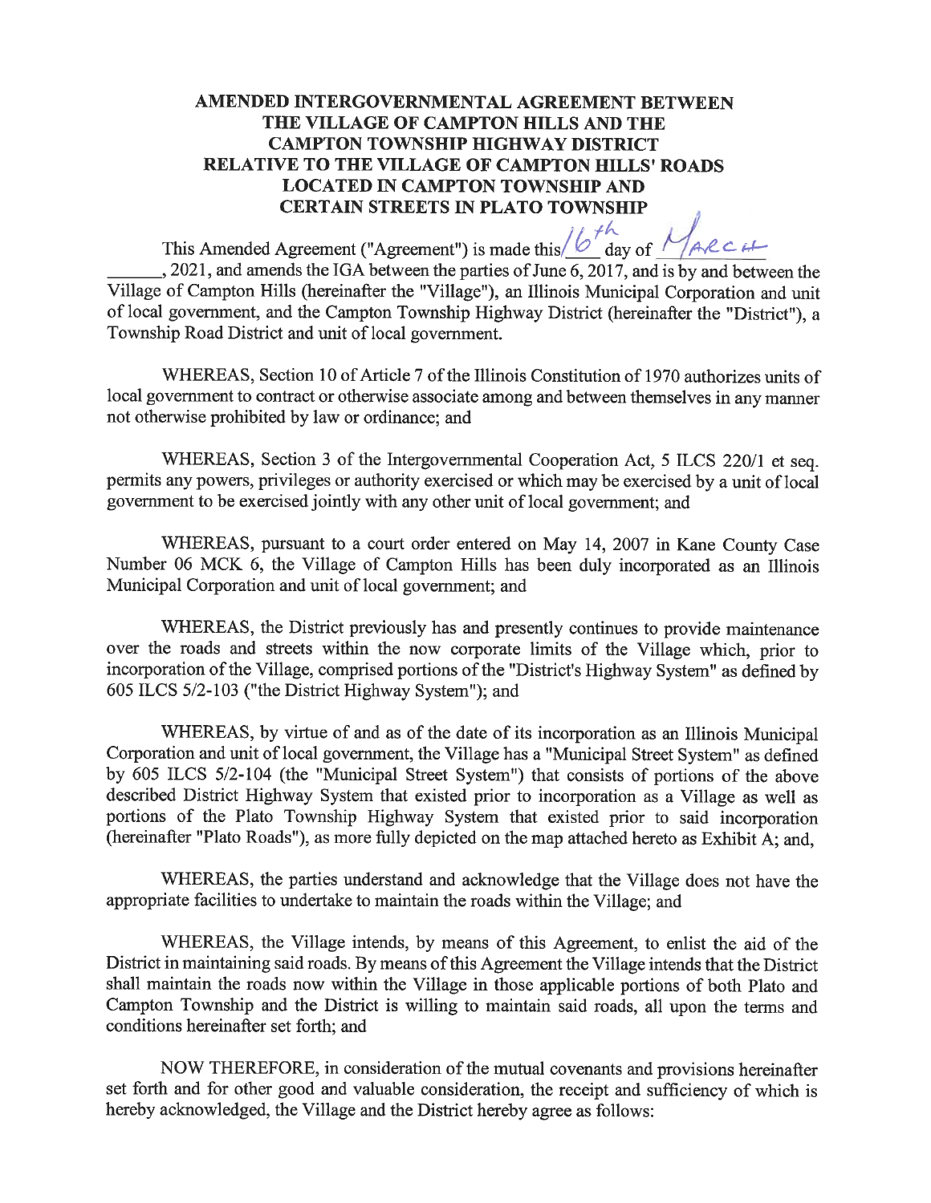# AMENDED INTERGOVERNMENTAL AGREEMENT BETWEEN THE VILLAGE OF CAMPTON HILLS AND THE CAMPTON TOWNSHIP HIGHWAY DISTRICT RELATIVE TO THE VILLAGE OF CAMPTON HILLS' ROADS LOCATED IN CAMPTON TOWNSHIP AND CERTAIN STREETS IN PLATO TOWNSHIP

This Amended Agreement ("Agreement") is made this 16th day of March, 2021, and amends the IGA between the parties of June 6, 2017, and is by and between the Village of Campton Hills (hereinafter the "Village"), an Illinois Municipal Corporation and unit of local government, and the Campton Township Highway District (hereinafter the "District"), a Township Road District and unit of local government.

WHEREAS, Section 10 of Article 7 of the Illinois Constitution of 1970 authorizes units of local government to contract or otherwise associate among and between themselves in any manner not otherwise prohibited by law or ordinance; and

WHEREAS, Section 3 of the Intergovernmental Cooperation Act, 5 ILCS 220/1 et seq. permits any powers, privileges or authority exercised or which may be exercised by a unit of local government to be exercised jointly with any other unit of local government; and

WHEREAS, pursuant to a court order entered on May 14, 2007 in Kane County Case Number 06 MCK 6, the Village of Campton Hills has been duly incorporated as an Illinois Municipal Corporation and unit of local government; and

WHEREAS, the District previously has and presently continues to provide maintenance over the roads and streets within the now corporate limits of the Village which, prior to incorporation of the Village, comprised portions of the "District's Highway System" as defined by 605 ILCS 5/2-103 ("the District Highway System"); and

WHEREAS, by virtue of and as of the date of its incorporation as an Illinois Municipal Corporation and unit of local government, the Village has a "Municipal Street System" as defined by 605 ILCS 5/2-104 (the "Municipal Street System") that consists of portions of the above described District Highway System that existed prior to incorporation as a Village as well as portions of the Plato Township Highway System that existed prior to said incorporation (hereinafter "Plato Roads"), as more fully depicted on the map attached hereto as Exhibit A; and,

WHEREAS, the parties understand and acknowledge that the Village does not have the appropriate facilities to undertake to maintain the roads within the Village; and

WHEREAS, the Village intends, by means of this Agreement, to enlist the aid of the District in maintaining said roads. By means of this Agreement the Village intends that the District shall maintain the roads now within the Village in those applicable portions of both Plato and Campton Township and the District is willing to maintain said roads, all upon the terms and conditions hereinafter set forth; and

NOW THEREFORE, in consideration of the mutual covenants and provisions hereinafter set forth and for other good and valuable consideration, the receipt and sufficiency of which is hereby acknowledged, the Village and the District hereby agree as follows: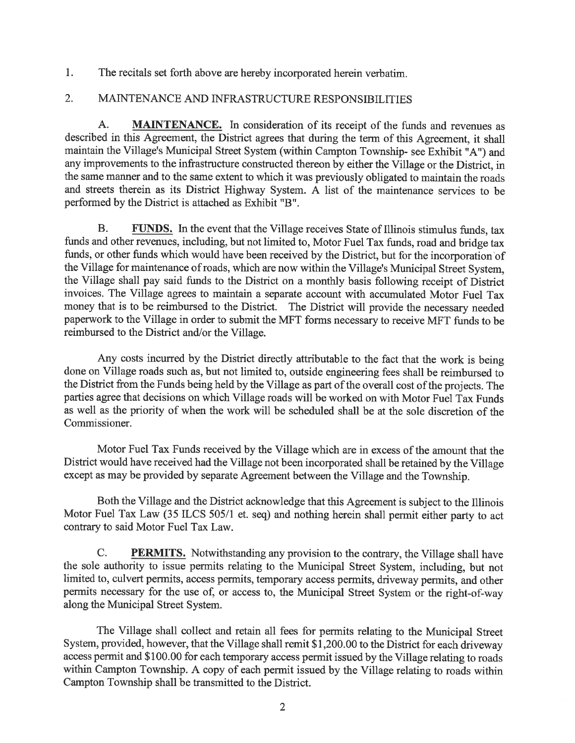1. The recitals set forth above are hereby incorporated herein verbatim.

2. MAINTENANCE AND INFRASTRUCTURE RESPONSIBILITIES

A. **MAINTENANCE.** In consideration of its receipt of the funds and revenues as described in this Agreement, the District agrees that during the term of this Agreement, it shall maintain the Village's Municipal Street System (within Campton Township- see Exhibit "A") and any improvements to the infrastructure constructed thereon by either the Village or the District, in the same manner and to the same extent to which it was previously obligated to maintain the roads and streets therein as its District Highway System. A list of the maintenance services to be performed by the District is attached as Exhibit "B".

B. **FUNDS.** In the event that the Village receives State of Illinois stimulus funds, tax funds and other revenues, including, but not limited to, Motor Fuel Tax funds, road and bridge tax funds, or other funds which would have been received by the District, but for the incorporation of the Village for maintenance of roads, which are now within the Village's Municipal Street System, the Village shall pay said funds to the District on a monthly basis following receipt of District invoices. The Village agrees to maintain a separate account with accumulated Motor Fuel Tax money that is to be reimbursed to the District. The District will provide the necessary needed paperwork to the Village in order to submit the MFT forms necessary to receive MFT funds to be reimbursed to the District and/or the Village.

Any costs incurred by the District directly attributable to the fact that the work is being done on Village roads such as, but not limited to, outside engineering fees shall be reimbursed to the District from the Funds being held by the Village as part of the overall cost of the projects. The parties agree that decisions on which Village roads will be worked on with Motor Fuel Tax Funds as well as the priority of when the work will be scheduled shall be at the sole discretion of the Commissioner.

Motor Fuel Tax Funds received by the Village which are in excess of the amount that the District would have received had the Village not been incorporated shall be retained by the Village except as may be provided by separate Agreement between the Village and the Township.

Both the Village and the District acknowledge that this Agreement is subject to the Illinois Motor Fuel Tax Law (35 ILCS 505/1 et. seq) and nothing herein shall permit either party to act contrary to said Motor Fuel Tax Law.

C. **PERMITS.** Notwithstanding any provision to the contrary, the Village shall have the sole authority to issue permits relating to the Municipal Street System, including, but not limited to, culvert permits, access permits, temporary access permits, driveway permits, and other permits necessary for the use of, or access to, the Municipal Street System or the right-of-way along the Municipal Street System.

The Village shall collect and retain all fees for permits relating to the Municipal Street System, provided, however, that the Village shall remit $1,200.00 to the District for each driveway access permit and $100.00 for each temporary access permit issued by the Village relating to roads within Campton Township. A copy of each permit issued by the Village relating to roads within Campton Township shall be transmitted to the District.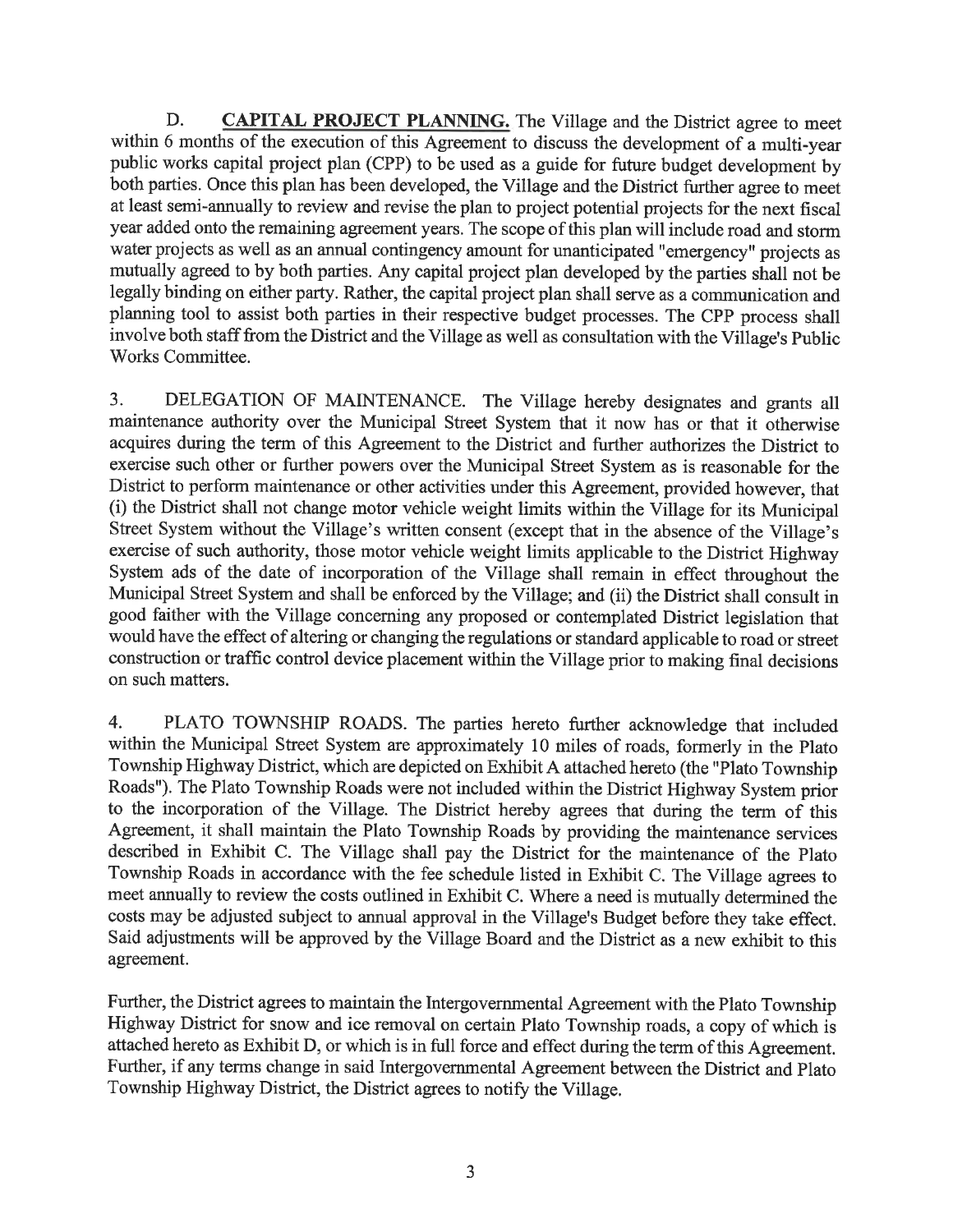D. **CAPITAL PROJECT PLANNING.** The Village and the District agree to meet within 6 months of the execution of this Agreement to discuss the development of a multi-year public works capital project plan (CPP) to be used as a guide for future budget development by both parties. Once this plan has been developed, the Village and the District further agree to meet at least semi-annually to review and revise the plan to project potential projects for the next fiscal year added onto the remaining agreement years. The scope of this plan will include road and storm water projects as well as an annual contingency amount for unanticipated "emergency" projects as mutually agreed to by both parties. Any capital project plan developed by the parties shall not be legally binding on either party. Rather, the capital project plan shall serve as a communication and planning tool to assist both parties in their respective budget processes. The CPP process shall involve both staff from the District and the Village as well as consultation with the Village's Public Works Committee.

3. DELEGATION OF MAINTENANCE. The Village hereby designates and grants all maintenance authority over the Municipal Street System that it now has or that it otherwise acquires during the term of this Agreement to the District and further authorizes the District to exercise such other or further powers over the Municipal Street System as is reasonable for the District to perform maintenance or other activities under this Agreement, provided however, that (i) the District shall not change motor vehicle weight limits within the Village for its Municipal Street System without the Village's written consent (except that in the absence of the Village's exercise of such authority, those motor vehicle weight limits applicable to the District Highway System ads of the date of incorporation of the Village shall remain in effect throughout the Municipal Street System and shall be enforced by the Village; and (ii) the District shall consult in good faither with the Village concerning any proposed or contemplated District legislation that would have the effect of altering or changing the regulations or standard applicable to road or street construction or traffic control device placement within the Village prior to making final decisions on such matters.

4. PLATO TOWNSHIP ROADS. The parties hereto further acknowledge that included within the Municipal Street System are approximately 10 miles of roads, formerly in the Plato Township Highway District, which are depicted on Exhibit A attached hereto (the "Plato Township Roads"). The Plato Township Roads were not included within the District Highway System prior to the incorporation of the Village. The District hereby agrees that during the term of this Agreement, it shall maintain the Plato Township Roads by providing the maintenance services described in Exhibit C. The Village shall pay the District for the maintenance of the Plato Township Roads in accordance with the fee schedule listed in Exhibit C. The Village agrees to meet annually to review the costs outlined in Exhibit C. Where a need is mutually determined the costs may be adjusted subject to annual approval in the Village's Budget before they take effect. Said adjustments will be approved by the Village Board and the District as a new exhibit to this agreement.

Further, the District agrees to maintain the Intergovernmental Agreement with the Plato Township Highway District for snow and ice removal on certain Plato Township roads, a copy of which is attached hereto as Exhibit D, or which is in full force and effect during the term of this Agreement. Further, if any terms change in said Intergovernmental Agreement between the District and Plato Township Highway District, the District agrees to notify the Village.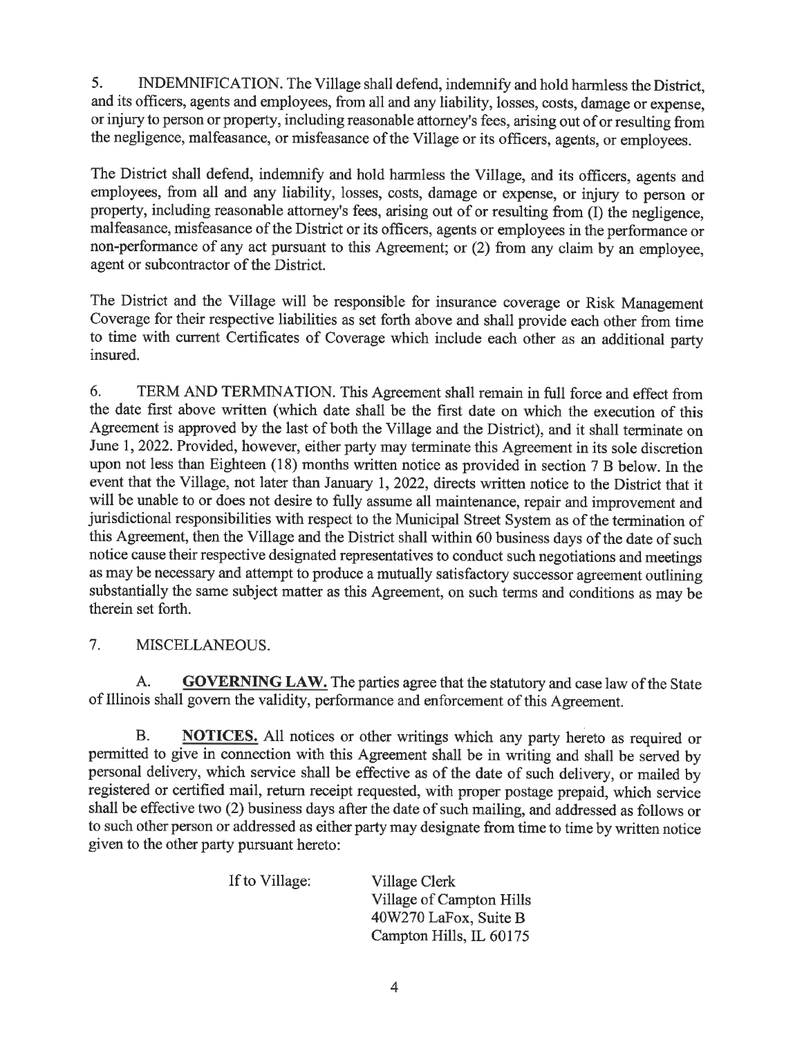5. INDEMNIFICATION. The Village shall defend, indemnify and hold harmless the District, and its officers, agents and employees, from all and any liability, losses, costs, damage or expense, or injury to person or property, including reasonable attorney's fees, arising out of or resulting from the negligence, malfeasance, or misfeasance of the Village or its officers, agents, or employees.

The District shall defend, indemnify and hold harmless the Village, and its officers, agents and employees, from all and any liability, losses, costs, damage or expense, or injury to person or property, including reasonable attorney's fees, arising out of or resulting from (I) the negligence, malfeasance, misfeasance of the District or its officers, agents or employees in the performance or non-performance of any act pursuant to this Agreement; or (2) from any claim by an employee, agent or subcontractor of the District.

The District and the Village will be responsible for insurance coverage or Risk Management Coverage for their respective liabilities as set forth above and shall provide each other from time to time with current Certificates of Coverage which include each other as an additional party insured.

6. TERM AND TERMINATION. This Agreement shall remain in full force and effect from the date first above written (which date shall be the first date on which the execution of this Agreement is approved by the last of both the Village and the District), and it shall terminate on June 1, 2022. Provided, however, either party may terminate this Agreement in its sole discretion upon not less than Eighteen (18) months written notice as provided in section 7 B below. In the event that the Village, not later than January 1, 2022, directs written notice to the District that it will be unable to or does not desire to fully assume all maintenance, repair and improvement and jurisdictional responsibilities with respect to the Municipal Street System as of the termination of this Agreement, then the Village and the District shall within 60 business days of the date of such notice cause their respective designated representatives to conduct such negotiations and meetings as may be necessary and attempt to produce a mutually satisfactory successor agreement outlining substantially the same subject matter as this Agreement, on such terms and conditions as may be therein set forth.

7. MISCELLANEOUS.

A. **GOVERNING LAW.** The parties agree that the statutory and case law of the State of Illinois shall govern the validity, performance and enforcement of this Agreement.

B. **NOTICES.** All notices or other writings which any party hereto as required or permitted to give in connection with this Agreement shall be in writing and shall be served by personal delivery, which service shall be effective as of the date of such delivery, or mailed by registered or certified mail, return receipt requested, with proper postage prepaid, which service shall be effective two (2) business days after the date of such mailing, and addressed as follows or to such other person or addressed as either party may designate from time to time by written notice given to the other party pursuant hereto:

If to Village:

Village Clerk
Village of Campton Hills
40W270 LaFox, Suite B
Campton Hills, IL 60175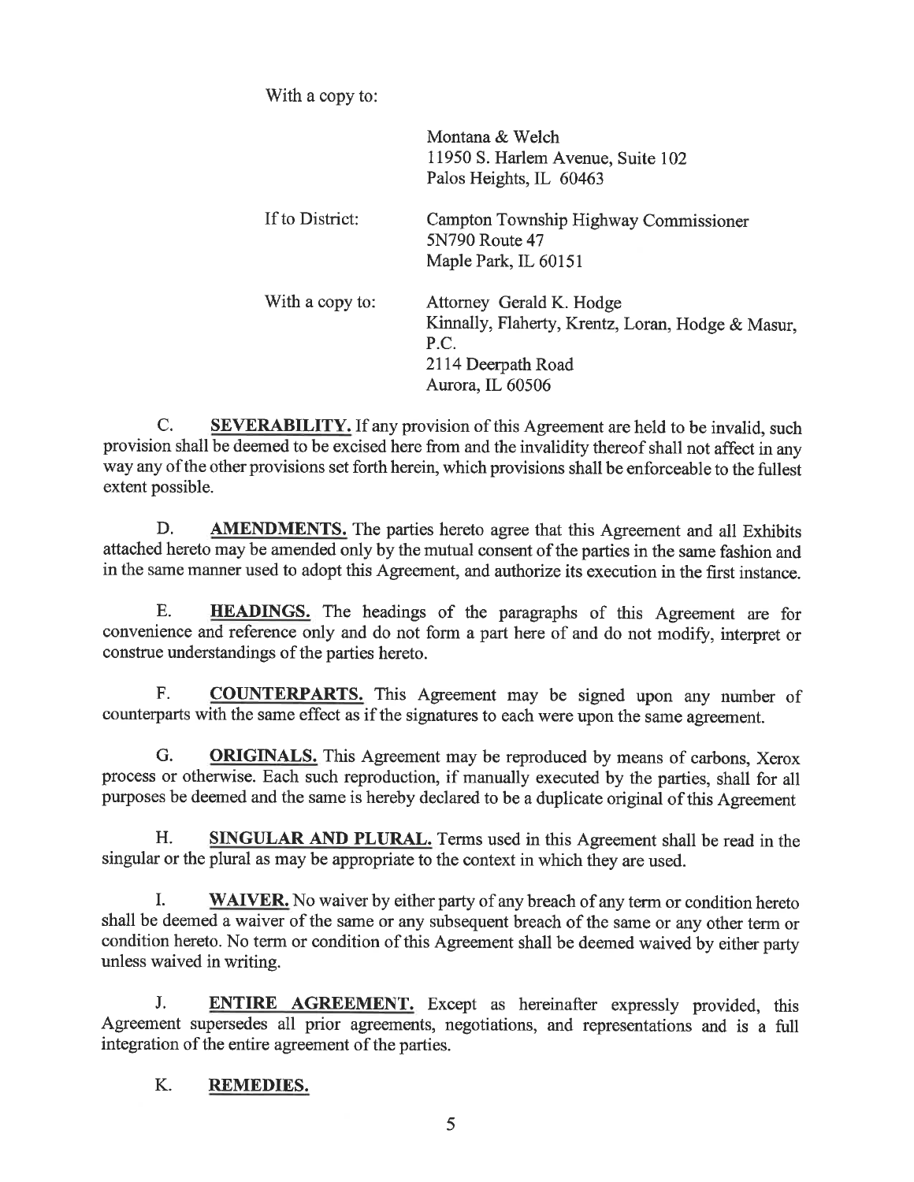With a copy to:

Montana & Welch
11950 S. Harlem Avenue, Suite 102
Palos Heights, IL 60463

If to District:

Campton Township Highway Commissioner
5N790 Route 47
Maple Park, IL 60151

With a copy to:

Attorney Gerald K. Hodge
Kinnally, Flaherty, Krentz, Loran, Hodge & Masur, P.C.
2114 Deerpath Road
Aurora, IL 60506

C. **SEVERABILITY.** If any provision of this Agreement are held to be invalid, such provision shall be deemed to be excised here from and the invalidity thereof shall not affect in any way any of the other provisions set forth herein, which provisions shall be enforceable to the fullest extent possible.

D. **AMENDMENTS.** The parties hereto agree that this Agreement and all Exhibits attached hereto may be amended only by the mutual consent of the parties in the same fashion and in the same manner used to adopt this Agreement, and authorize its execution in the first instance.

E. **HEADINGS.** The headings of the paragraphs of this Agreement are for convenience and reference only and do not form a part here of and do not modify, interpret or construe understandings of the parties hereto.

F. **COUNTERPARTS.** This Agreement may be signed upon any number of counterparts with the same effect as if the signatures to each were upon the same agreement.

G. **ORIGINALS.** This Agreement may be reproduced by means of carbons, Xerox process or otherwise. Each such reproduction, if manually executed by the parties, shall for all purposes be deemed and the same is hereby declared to be a duplicate original of this Agreement

H. **SINGULAR AND PLURAL.** Terms used in this Agreement shall be read in the singular or the plural as may be appropriate to the context in which they are used.

I. **WAIVER.** No waiver by either party of any breach of any term or condition hereto shall be deemed a waiver of the same or any subsequent breach of the same or any other term or condition hereto. No term or condition of this Agreement shall be deemed waived by either party unless waived in writing.

J. **ENTIRE AGREEMENT.** Except as hereinafter expressly provided, this Agreement supersedes all prior agreements, negotiations, and representations and is a full integration of the entire agreement of the parties.

K. **REMEDIES.**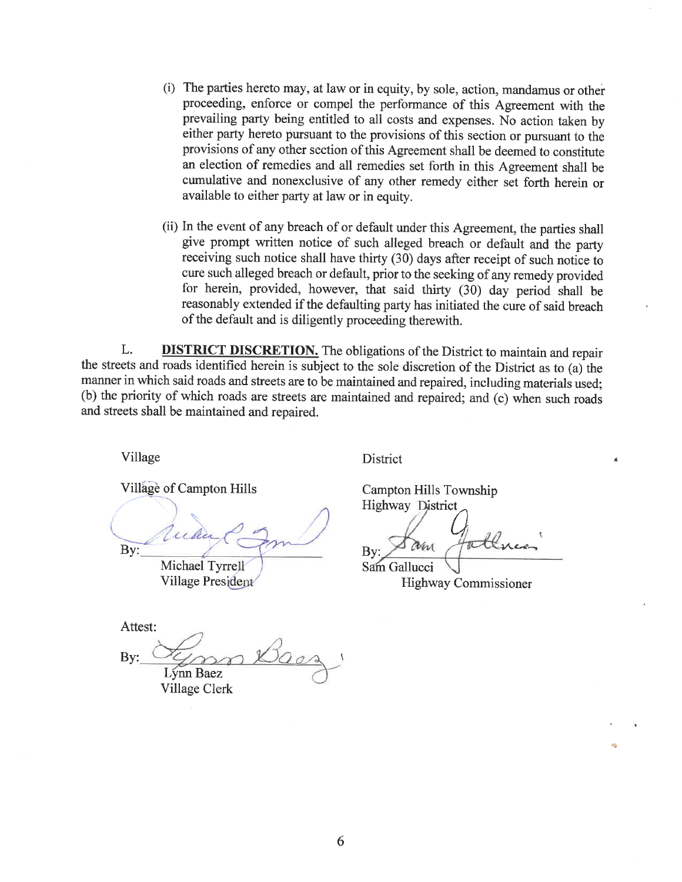(i) The parties hereto may, at law or in equity, by sole, action, mandamus or other proceeding, enforce or compel the performance of this Agreement with the prevailing party being entitled to all costs and expenses. No action taken by either party hereto pursuant to the provisions of this section or pursuant to the provisions of any other section of this Agreement shall be deemed to constitute an election of remedies and all remedies set forth in this Agreement shall be cumulative and nonexclusive of any other remedy either set forth herein or available to either party at law or in equity.

(ii) In the event of any breach of or default under this Agreement, the parties shall give prompt written notice of such alleged breach or default and the party receiving such notice shall have thirty (30) days after receipt of such notice to cure such alleged breach or default, prior to the seeking of any remedy provided for herein, provided, however, that said thirty (30) day period shall be reasonably extended if the defaulting party has initiated the cure of said breach of the default and is diligently proceeding therewith.

L. **DISTRICT DISCRETION.** The obligations of the District to maintain and repair the streets and roads identified herein is subject to the sole discretion of the District as to (a) the manner in which said roads and streets are to be maintained and repaired, including materials used; (b) the priority of which roads are streets are maintained and repaired; and (c) when such roads and streets shall be maintained and repaired.

Village

Village of Campton Hills

By: ______________________
Michael Tyrrell
Village President

District

Campton Hills Township Highway District

By: ______________________
Sam Gallucci
Highway Commissioner

Attest:

By: ______________________
Lynn Baez
Village Clerk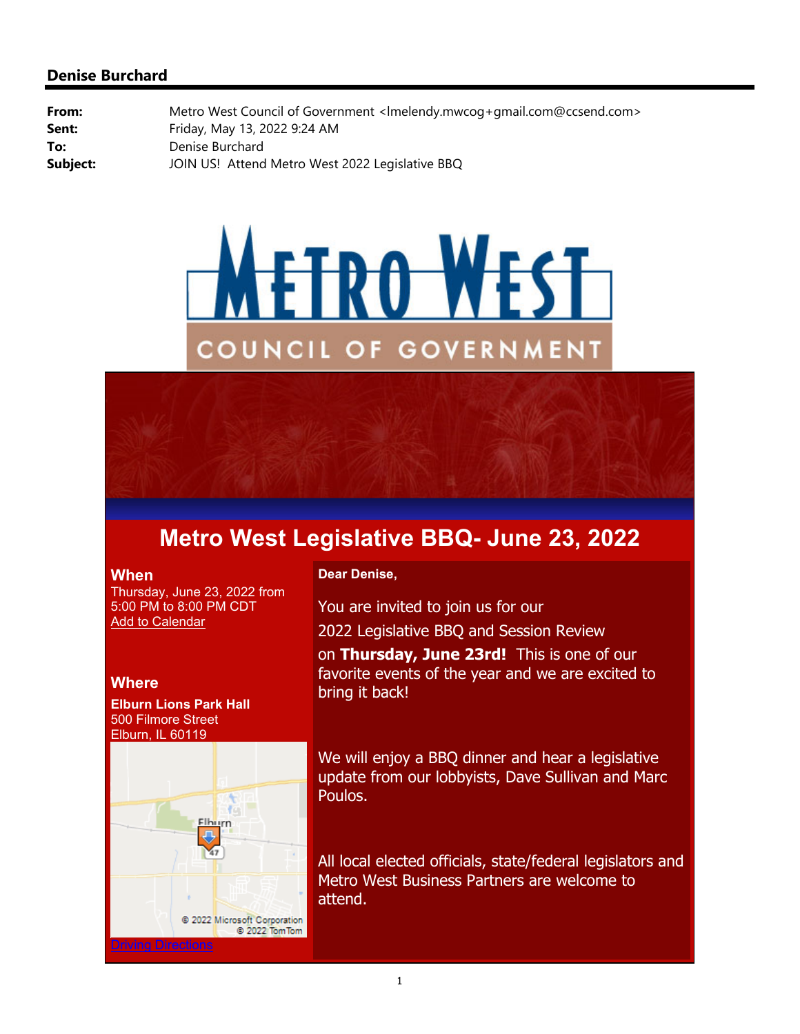**Denise Burchard**

**From:** Metro West Council of Government <lmelendy.mwcog+gmail.com@ccsend.com>
**Sent:** Friday, May 13, 2022 9:24 AM
**To:** Denise Burchard
**Subject:** JOIN US! Attend Metro West 2022 Legislative BBQ

METRO WEST
COUNCIL OF GOVERNMENT

# Metro West Legislative BBQ- June 23, 2022

## When

Thursday, June 23, 2022 from 5:00 PM to 8:00 PM CDT
Add to Calendar

## Where

**Elburn Lions Park Hall**
500 Filmore Street
Elburn, IL 60119

Driving Directions

**Dear Denise,**

You are invited to join us for our
2022 Legislative BBQ and Session Review
on **Thursday, June 23rd!** This is one of our favorite events of the year and we are excited to bring it back!

We will enjoy a BBQ dinner and hear a legislative update from our lobbyists, Dave Sullivan and Marc Poulos.

All local elected officials, state/federal legislators and Metro West Business Partners are welcome to attend.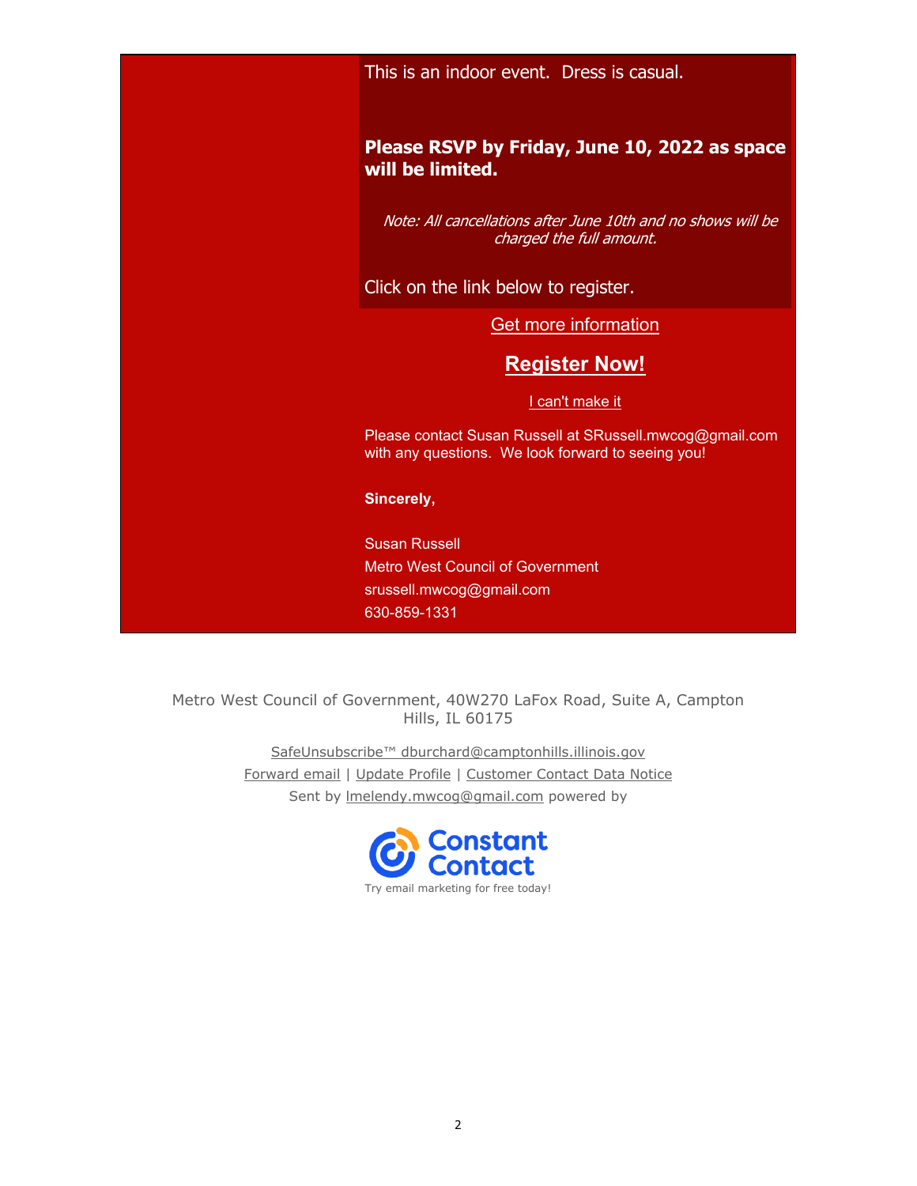This is an indoor event. Dress is casual.

**Please RSVP by Friday, June 10, 2022 as space will be limited.**

*Note: All cancellations after June 10th and no shows will be charged the full amount.*

Click on the link below to register.

Get more information

**Register Now!**

I can't make it

Please contact Susan Russell at SRussell.mwcog@gmail.com with any questions. We look forward to seeing you!

**Sincerely,**

Susan Russell
Metro West Council of Government
srussell.mwcog@gmail.com
630-859-1331

Metro West Council of Government, 40W270 LaFox Road, Suite A, Campton Hills, IL 60175

SafeUnsubscribe™ dburchard@camptonhills.illinois.gov
Forward email | Update Profile | Customer Contact Data Notice
Sent by lmelendy.mwcog@gmail.com powered by

Constant Contact
Try email marketing for free today!